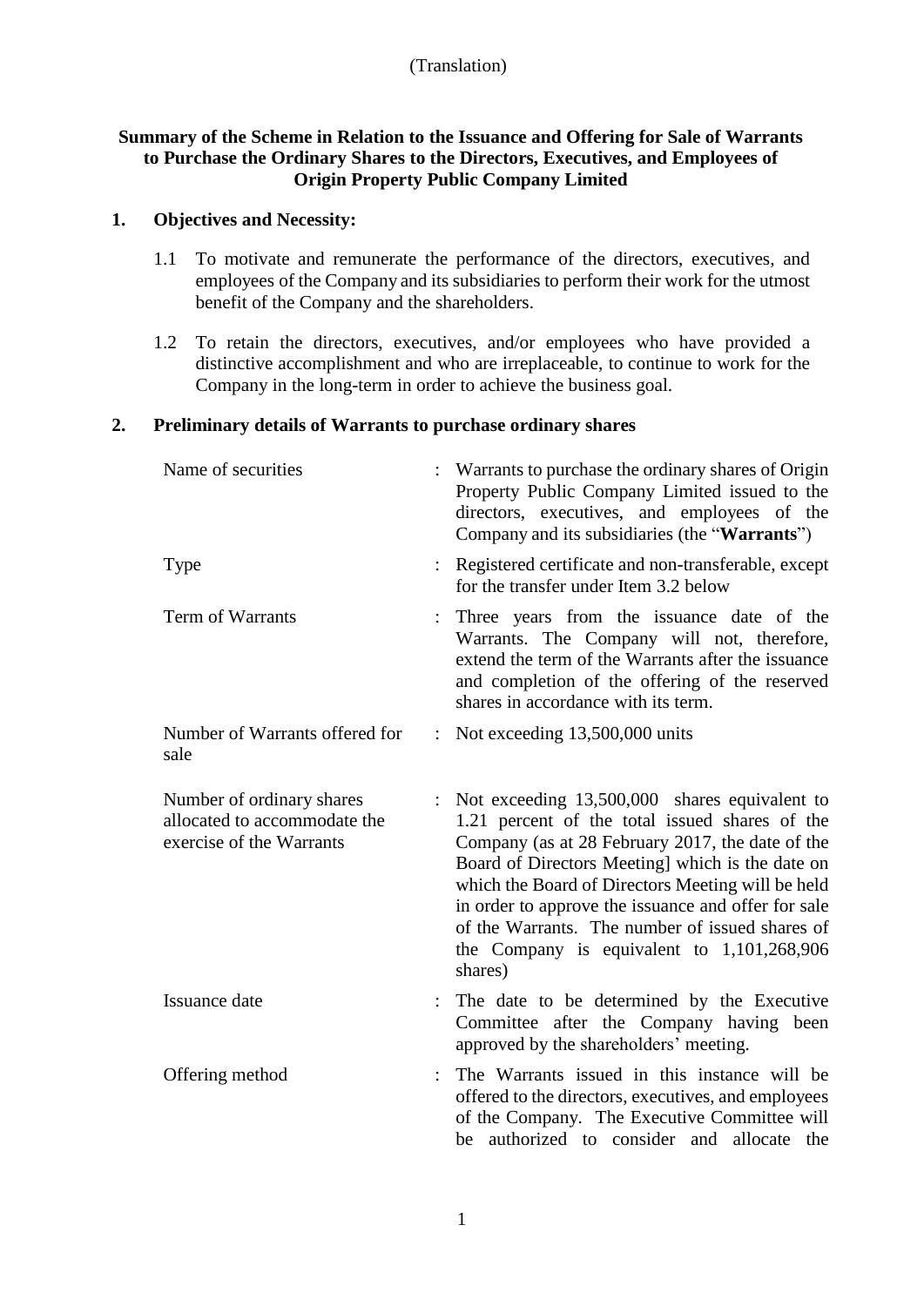(Translation)

**Summary of the Scheme in Relation to the Issuance and Offering for Sale of Warrants to Purchase the Ordinary Shares to the Directors, Executives, and Employees of Origin Property Public Company Limited**

## 1. Objectives and Necessity:

1.1 To motivate and remunerate the performance of the directors, executives, and employees of the Company and its subsidiaries to perform their work for the utmost benefit of the Company and the shareholders.

1.2 To retain the directors, executives, and/or employees who have provided a distinctive accomplishment and who are irreplaceable, to continue to work for the Company in the long-term in order to achieve the business goal.

## 2. Preliminary details of Warrants to purchase ordinary shares

| | | |
|---|---|---|
| Name of securities | : | Warrants to purchase the ordinary shares of Origin Property Public Company Limited issued to the directors, executives, and employees of the Company and its subsidiaries (the "**Warrants**") |
| Type | : | Registered certificate and non-transferable, except for the transfer under Item 3.2 below |
| Term of Warrants | : | Three years from the issuance date of the Warrants. The Company will not, therefore, extend the term of the Warrants after the issuance and completion of the offering of the reserved shares in accordance with its term. |
| Number of Warrants offered for sale | : | Not exceeding 13,500,000 units |
| Number of ordinary shares allocated to accommodate the exercise of the Warrants | : | Not exceeding 13,500,000 shares equivalent to 1.21 percent of the total issued shares of the Company (as at 28 February 2017, the date of the Board of Directors Meeting] which is the date on which the Board of Directors Meeting will be held in order to approve the issuance and offer for sale of the Warrants. The number of issued shares of the Company is equivalent to 1,101,268,906 shares) |
| Issuance date | : | The date to be determined by the Executive Committee after the Company having been approved by the shareholders' meeting. |
| Offering method | : | The Warrants issued in this instance will be offered to the directors, executives, and employees of the Company. The Executive Committee will be authorized to consider and allocate the |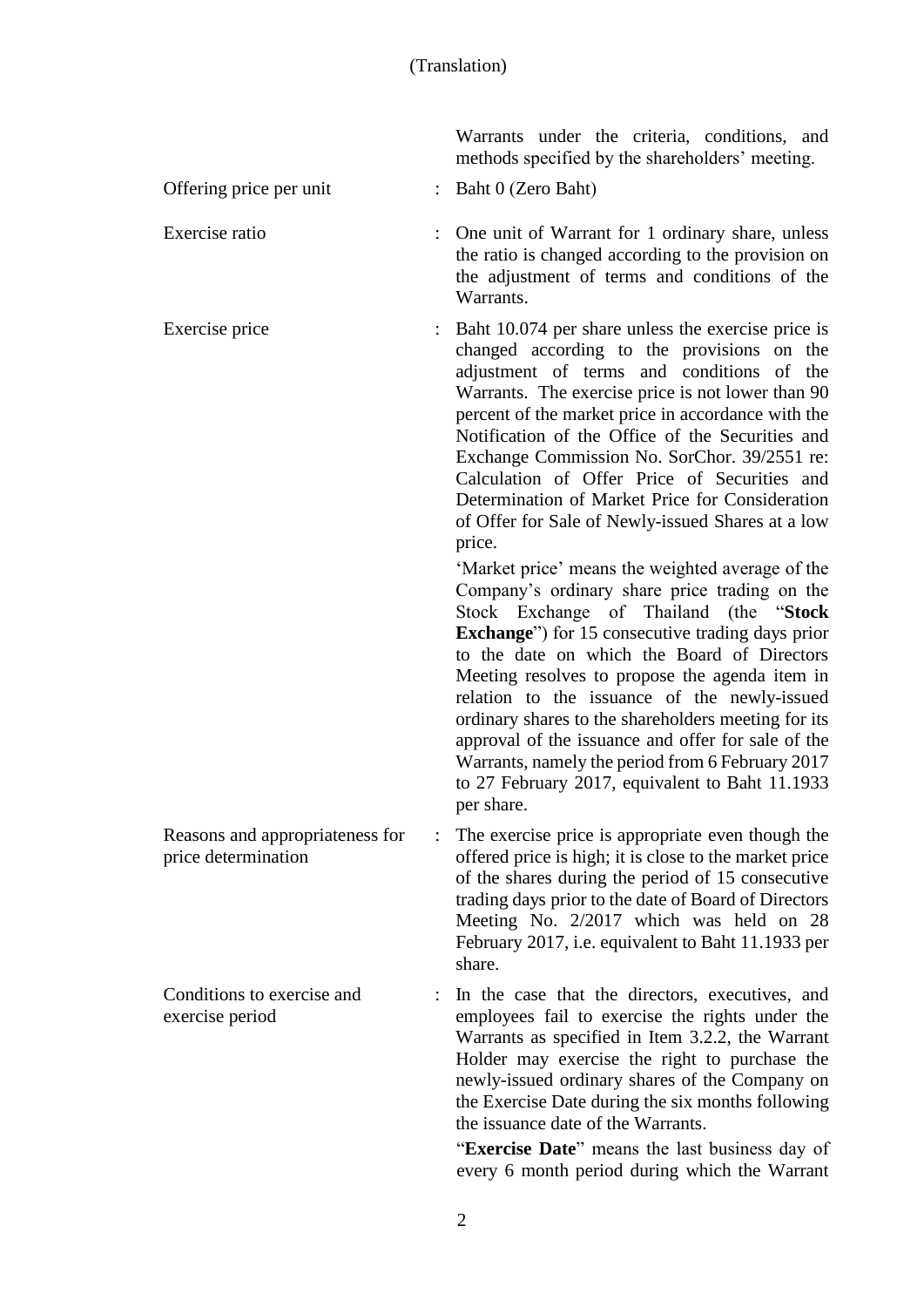(Translation)

| | | |
|---|---|---|
| | | Warrants under the criteria, conditions, and methods specified by the shareholders' meeting. |
| Offering price per unit | : | Baht 0 (Zero Baht) |
| Exercise ratio | : | One unit of Warrant for 1 ordinary share, unless the ratio is changed according to the provision on the adjustment of terms and conditions of the Warrants. |
| Exercise price | : | Baht 10.074 per share unless the exercise price is changed according to the provisions on the adjustment of terms and conditions of the Warrants. The exercise price is not lower than 90 percent of the market price in accordance with the Notification of the Office of the Securities and Exchange Commission No. SorChor. 39/2551 re: Calculation of Offer Price of Securities and Determination of Market Price for Consideration of Offer for Sale of Newly-issued Shares at a low price.<br><br>'Market price' means the weighted average of the Company's ordinary share price trading on the Stock Exchange of Thailand (the "**Stock Exchange**") for 15 consecutive trading days prior to the date on which the Board of Directors Meeting resolves to propose the agenda item in relation to the issuance of the newly-issued ordinary shares to the shareholders meeting for its approval of the issuance and offer for sale of the Warrants, namely the period from 6 February 2017 to 27 February 2017, equivalent to Baht 11.1933 per share. |
| Reasons and appropriateness for price determination | : | The exercise price is appropriate even though the offered price is high; it is close to the market price of the shares during the period of 15 consecutive trading days prior to the date of Board of Directors Meeting No. 2/2017 which was held on 28 February 2017, i.e. equivalent to Baht 11.1933 per share. |
| Conditions to exercise and exercise period | : | In the case that the directors, executives, and employees fail to exercise the rights under the Warrants as specified in Item 3.2.2, the Warrant Holder may exercise the right to purchase the newly-issued ordinary shares of the Company on the Exercise Date during the six months following the issuance date of the Warrants.<br><br>"**Exercise Date**" means the last business day of every 6 month period during which the Warrant |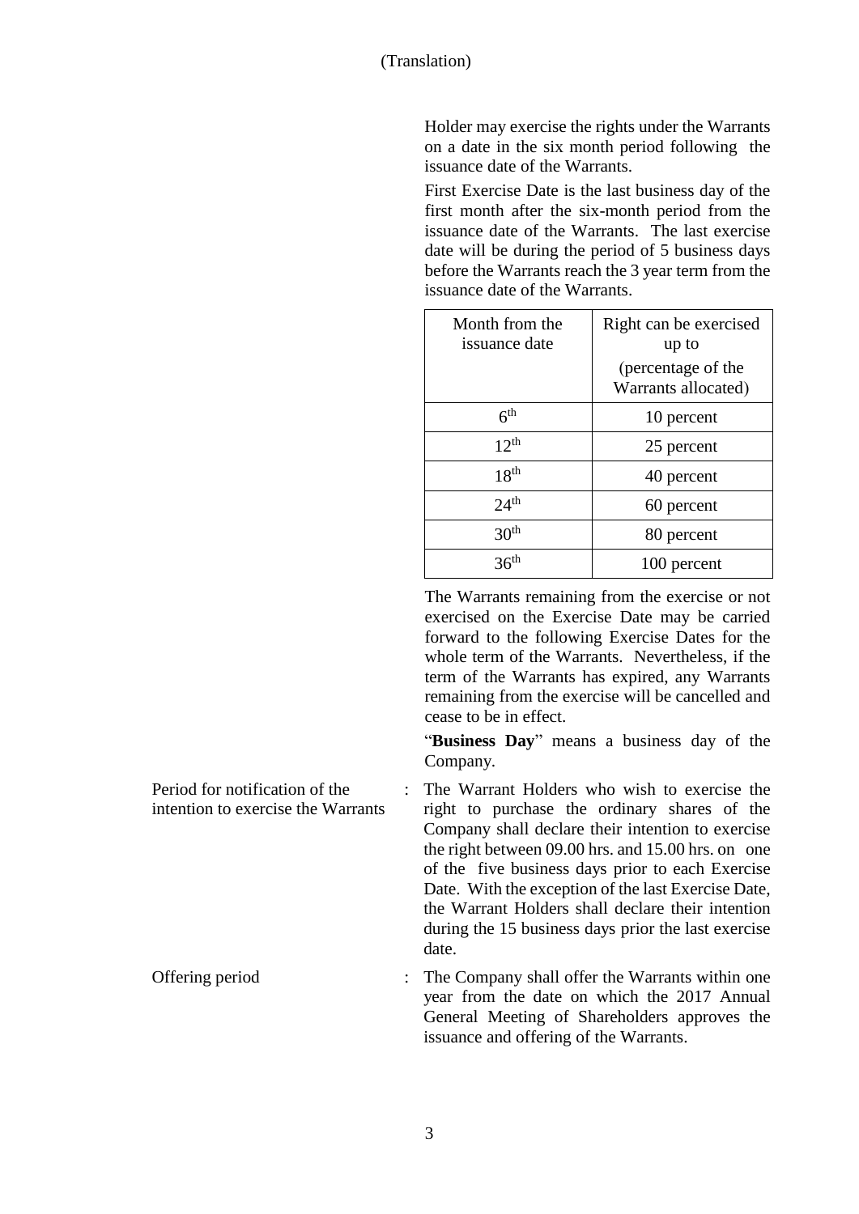(Translation)

Holder may exercise the rights under the Warrants on a date in the six month period following the issuance date of the Warrants.

First Exercise Date is the last business day of the first month after the six-month period from the issuance date of the Warrants. The last exercise date will be during the period of 5 business days before the Warrants reach the 3 year term from the issuance date of the Warrants.

| Month from the issuance date | Right can be exercised up to (percentage of the Warrants allocated) |
|---|---|
| 6th | 10 percent |
| 12th | 25 percent |
| 18th | 40 percent |
| 24th | 60 percent |
| 30th | 80 percent |
| 36th | 100 percent |

The Warrants remaining from the exercise or not exercised on the Exercise Date may be carried forward to the following Exercise Dates for the whole term of the Warrants. Nevertheless, if the term of the Warrants has expired, any Warrants remaining from the exercise will be cancelled and cease to be in effect.

"**Business Day**" means a business day of the Company.

Period for notification of the intention to exercise the Warrants : The Warrant Holders who wish to exercise the right to purchase the ordinary shares of the Company shall declare their intention to exercise the right between 09.00 hrs. and 15.00 hrs. on one of the five business days prior to each Exercise Date. With the exception of the last Exercise Date, the Warrant Holders shall declare their intention during the 15 business days prior the last exercise date.

Offering period : The Company shall offer the Warrants within one year from the date on which the 2017 Annual General Meeting of Shareholders approves the issuance and offering of the Warrants.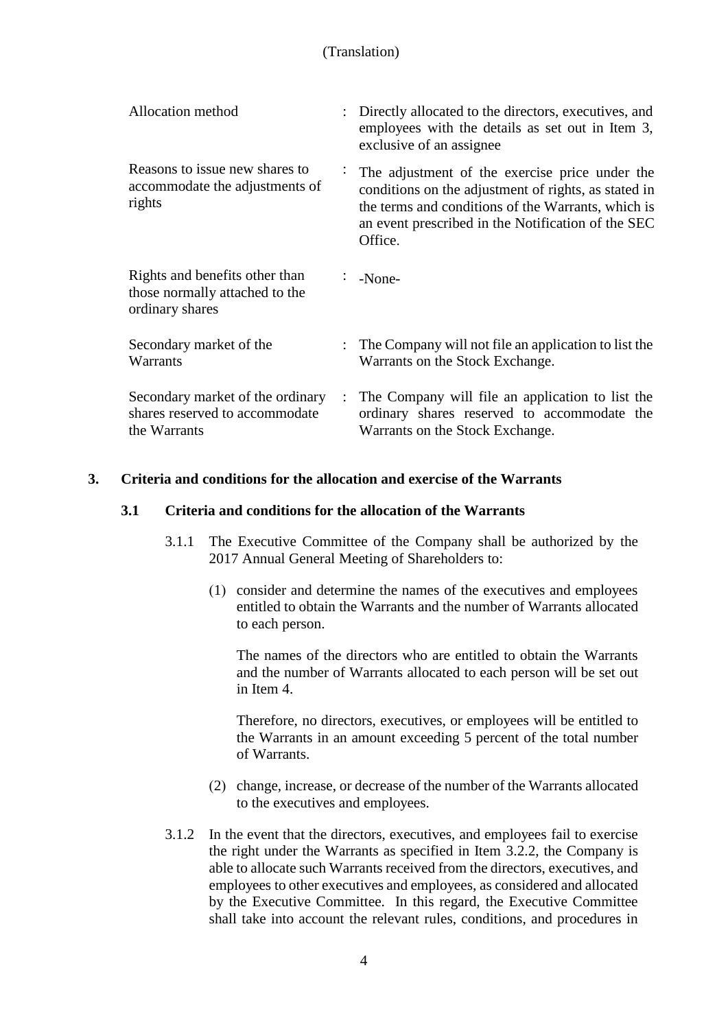(Translation)

| | | |
|---|---|---|
| Allocation method | : | Directly allocated to the directors, executives, and employees with the details as set out in Item 3, exclusive of an assignee |
| Reasons to issue new shares to accommodate the adjustments of rights | : | The adjustment of the exercise price under the conditions on the adjustment of rights, as stated in the terms and conditions of the Warrants, which is an event prescribed in the Notification of the SEC Office. |
| Rights and benefits other than those normally attached to the ordinary shares | : | -None- |
| Secondary market of the Warrants | : | The Company will not file an application to list the Warrants on the Stock Exchange. |
| Secondary market of the ordinary shares reserved to accommodate the Warrants | : | The Company will file an application to list the ordinary shares reserved to accommodate the Warrants on the Stock Exchange. |

## 3. Criteria and conditions for the allocation and exercise of the Warrants

### 3.1 Criteria and conditions for the allocation of the Warrants

3.1.1 The Executive Committee of the Company shall be authorized by the 2017 Annual General Meeting of Shareholders to:

(1) consider and determine the names of the executives and employees entitled to obtain the Warrants and the number of Warrants allocated to each person.

The names of the directors who are entitled to obtain the Warrants and the number of Warrants allocated to each person will be set out in Item 4.

Therefore, no directors, executives, or employees will be entitled to the Warrants in an amount exceeding 5 percent of the total number of Warrants.

(2) change, increase, or decrease of the number of the Warrants allocated to the executives and employees.

3.1.2 In the event that the directors, executives, and employees fail to exercise the right under the Warrants as specified in Item 3.2.2, the Company is able to allocate such Warrants received from the directors, executives, and employees to other executives and employees, as considered and allocated by the Executive Committee. In this regard, the Executive Committee shall take into account the relevant rules, conditions, and procedures in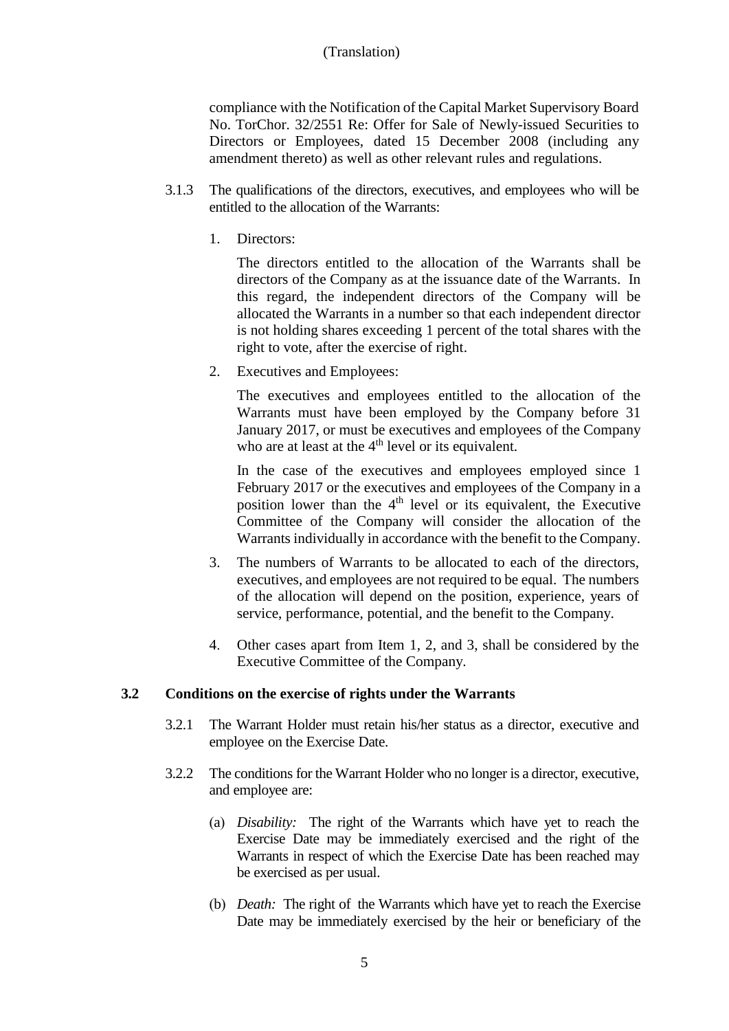compliance with the Notification of the Capital Market Supervisory Board No. TorChor. 32/2551 Re: Offer for Sale of Newly-issued Securities to Directors or Employees, dated 15 December 2008 (including any amendment thereto) as well as other relevant rules and regulations.

3.1.3 The qualifications of the directors, executives, and employees who will be entitled to the allocation of the Warrants:

1. Directors:

   The directors entitled to the allocation of the Warrants shall be directors of the Company as at the issuance date of the Warrants. In this regard, the independent directors of the Company will be allocated the Warrants in a number so that each independent director is not holding shares exceeding 1 percent of the total shares with the right to vote, after the exercise of right.

2. Executives and Employees:

   The executives and employees entitled to the allocation of the Warrants must have been employed by the Company before 31 January 2017, or must be executives and employees of the Company who are at least at the 4th level or its equivalent.

   In the case of the executives and employees employed since 1 February 2017 or the executives and employees of the Company in a position lower than the 4th level or its equivalent, the Executive Committee of the Company will consider the allocation of the Warrants individually in accordance with the benefit to the Company.

3. The numbers of Warrants to be allocated to each of the directors, executives, and employees are not required to be equal. The numbers of the allocation will depend on the position, experience, years of service, performance, potential, and the benefit to the Company.

4. Other cases apart from Item 1, 2, and 3, shall be considered by the Executive Committee of the Company.

### 3.2 Conditions on the exercise of rights under the Warrants

3.2.1 The Warrant Holder must retain his/her status as a director, executive and employee on the Exercise Date.

3.2.2 The conditions for the Warrant Holder who no longer is a director, executive, and employee are:

(a) *Disability:* The right of the Warrants which have yet to reach the Exercise Date may be immediately exercised and the right of the Warrants in respect of which the Exercise Date has been reached may be exercised as per usual.

(b) *Death:* The right of the Warrants which have yet to reach the Exercise Date may be immediately exercised by the heir or beneficiary of the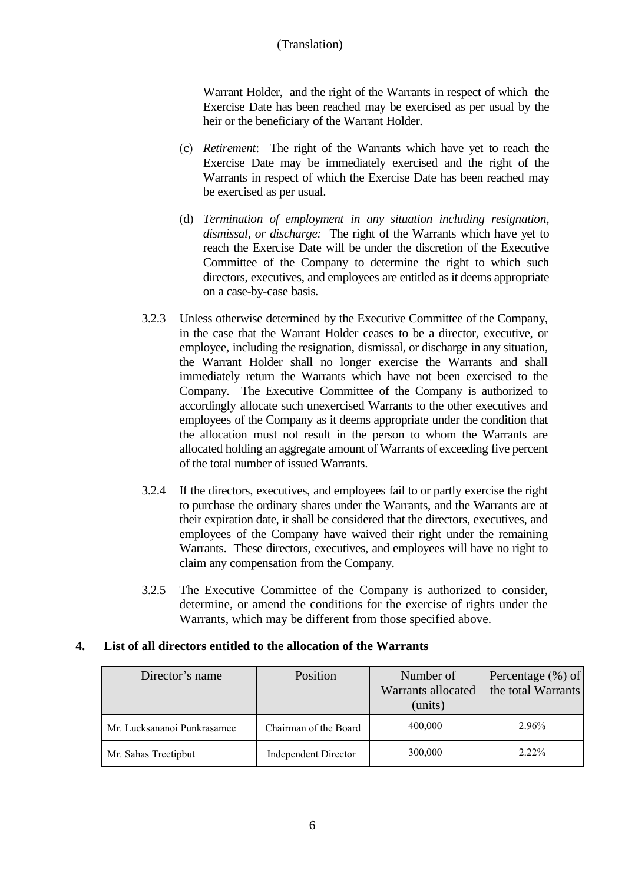Warrant Holder, and the right of the Warrants in respect of which the Exercise Date has been reached may be exercised as per usual by the heir or the beneficiary of the Warrant Holder.

(c) *Retirement*: The right of the Warrants which have yet to reach the Exercise Date may be immediately exercised and the right of the Warrants in respect of which the Exercise Date has been reached may be exercised as per usual.

(d) *Termination of employment in any situation including resignation, dismissal, or discharge:* The right of the Warrants which have yet to reach the Exercise Date will be under the discretion of the Executive Committee of the Company to determine the right to which such directors, executives, and employees are entitled as it deems appropriate on a case-by-case basis.

3.2.3 Unless otherwise determined by the Executive Committee of the Company, in the case that the Warrant Holder ceases to be a director, executive, or employee, including the resignation, dismissal, or discharge in any situation, the Warrant Holder shall no longer exercise the Warrants and shall immediately return the Warrants which have not been exercised to the Company. The Executive Committee of the Company is authorized to accordingly allocate such unexercised Warrants to the other executives and employees of the Company as it deems appropriate under the condition that the allocation must not result in the person to whom the Warrants are allocated holding an aggregate amount of Warrants of exceeding five percent of the total number of issued Warrants.

3.2.4 If the directors, executives, and employees fail to or partly exercise the right to purchase the ordinary shares under the Warrants, and the Warrants are at their expiration date, it shall be considered that the directors, executives, and employees of the Company have waived their right under the remaining Warrants. These directors, executives, and employees will have no right to claim any compensation from the Company.

3.2.5 The Executive Committee of the Company is authorized to consider, determine, or amend the conditions for the exercise of rights under the Warrants, which may be different from those specified above.

**4. List of all directors entitled to the allocation of the Warrants**

| Director's name | Position | Number of Warrants allocated (units) | Percentage (%) of the total Warrants |
|---|---|---|---|
| Mr. Lucksananoi Punkrasamee | Chairman of the Board | 400,000 | 2.96% |
| Mr. Sahas Treetipbut | Independent Director | 300,000 | 2.22% |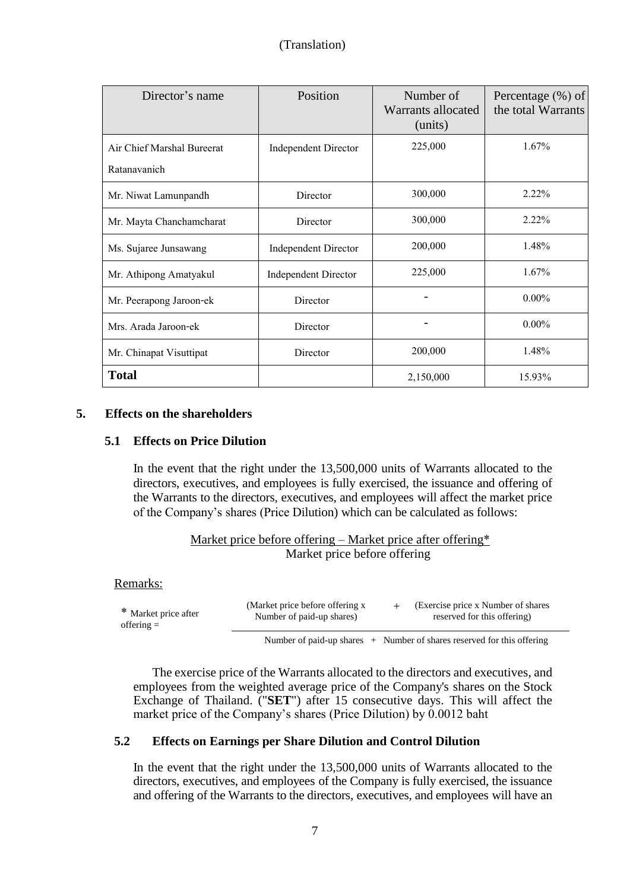| Director's name | Position | Number of Warrants allocated (units) | Percentage (%) of the total Warrants |
|---|---|---|---|
| Air Chief Marshal Bureerat Ratanavanich | Independent Director | 225,000 | 1.67% |
| Mr. Niwat Lamunpandh | Director | 300,000 | 2.22% |
| Mr. Mayta Chanchamcharat | Director | 300,000 | 2.22% |
| Ms. Sujaree Junsawang | Independent Director | 200,000 | 1.48% |
| Mr. Athipong Amatyakul | Independent Director | 225,000 | 1.67% |
| Mr. Peerapong Jaroon-ek | Director | - | 0.00% |
| Mrs. Arada Jaroon-ek | Director | - | 0.00% |
| Mr. Chinapat Visuttipat | Director | 200,000 | 1.48% |
| **Total** | | 2,150,000 | 15.93% |

## 5. Effects on the shareholders

### 5.1 Effects on Price Dilution

In the event that the right under the 13,500,000 units of Warrants allocated to the directors, executives, and employees is fully exercised, the issuance and offering of the Warrants to the directors, executives, and employees will affect the market price of the Company's shares (Price Dilution) which can be calculated as follows:

$$\frac{\text{Market price before offering} - \text{Market price after offering*}}{\text{Market price before offering}}$$

Remarks:

$$\text{* Market price after offering} = \frac{(\text{Market price before offering} \times \text{Number of paid-up shares}) + (\text{Exercise price} \times \text{Number of shares reserved for this offering})}{\text{Number of paid-up shares} + \text{Number of shares reserved for this offering}}$$

The exercise price of the Warrants allocated to the directors and executives, and employees from the weighted average price of the Company's shares on the Stock Exchange of Thailand. ("**SET**") after 15 consecutive days. This will affect the market price of the Company's shares (Price Dilution) by 0.0012 baht

### 5.2 Effects on Earnings per Share Dilution and Control Dilution

In the event that the right under the 13,500,000 units of Warrants allocated to the directors, executives, and employees of the Company is fully exercised, the issuance and offering of the Warrants to the directors, executives, and employees will have an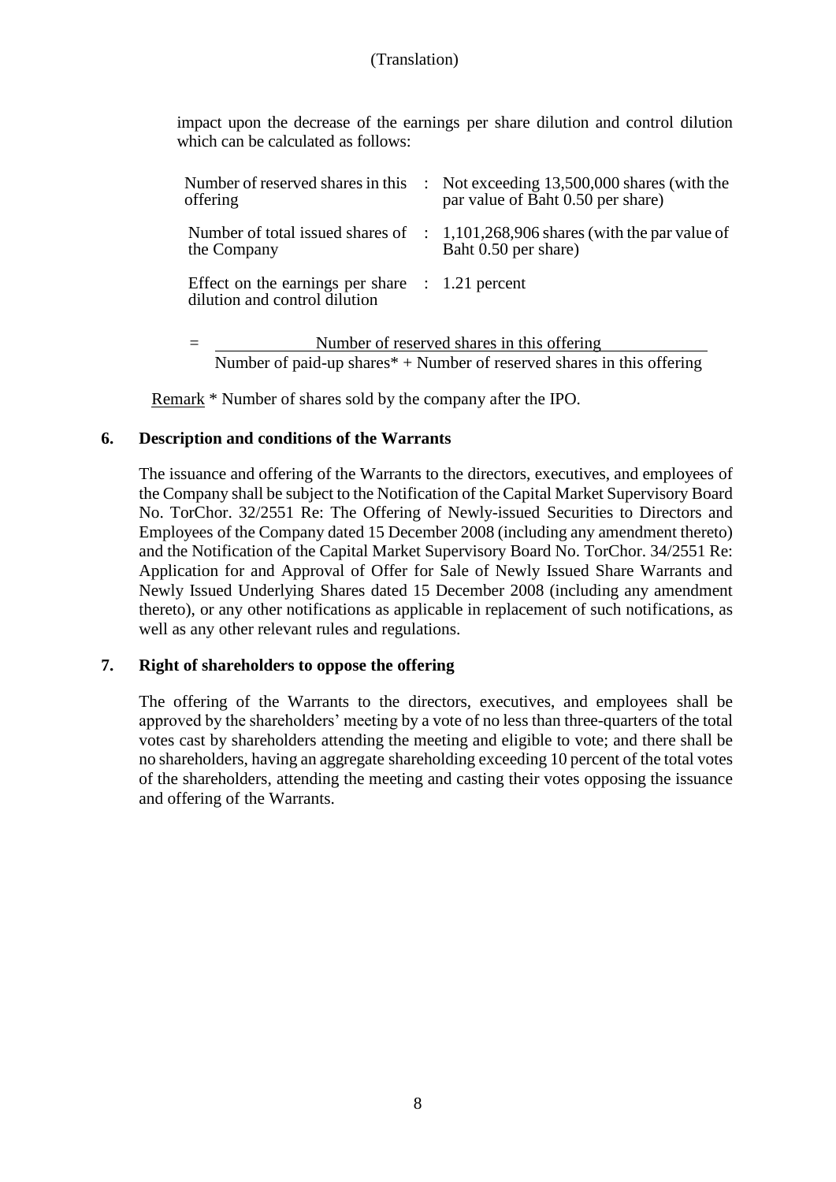(Translation)

impact upon the decrease of the earnings per share dilution and control dilution which can be calculated as follows:

| | | |
|---|---|---|
| Number of reserved shares in this offering | : | Not exceeding 13,500,000 shares (with the par value of Baht 0.50 per share) |
| Number of total issued shares of the Company | : | 1,101,268,906 shares (with the par value of Baht 0.50 per share) |
| Effect on the earnings per share dilution and control dilution | : | 1.21 percent |

$$= \frac{\text{Number of reserved shares in this offering}}{\text{Number of paid-up shares* + Number of reserved shares in this offering}}$$

Remark * Number of shares sold by the company after the IPO.

## 6. Description and conditions of the Warrants

The issuance and offering of the Warrants to the directors, executives, and employees of the Company shall be subject to the Notification of the Capital Market Supervisory Board No. TorChor. 32/2551 Re: The Offering of Newly-issued Securities to Directors and Employees of the Company dated 15 December 2008 (including any amendment thereto) and the Notification of the Capital Market Supervisory Board No. TorChor. 34/2551 Re: Application for and Approval of Offer for Sale of Newly Issued Share Warrants and Newly Issued Underlying Shares dated 15 December 2008 (including any amendment thereto), or any other notifications as applicable in replacement of such notifications, as well as any other relevant rules and regulations.

## 7. Right of shareholders to oppose the offering

The offering of the Warrants to the directors, executives, and employees shall be approved by the shareholders' meeting by a vote of no less than three-quarters of the total votes cast by shareholders attending the meeting and eligible to vote; and there shall be no shareholders, having an aggregate shareholding exceeding 10 percent of the total votes of the shareholders, attending the meeting and casting their votes opposing the issuance and offering of the Warrants.